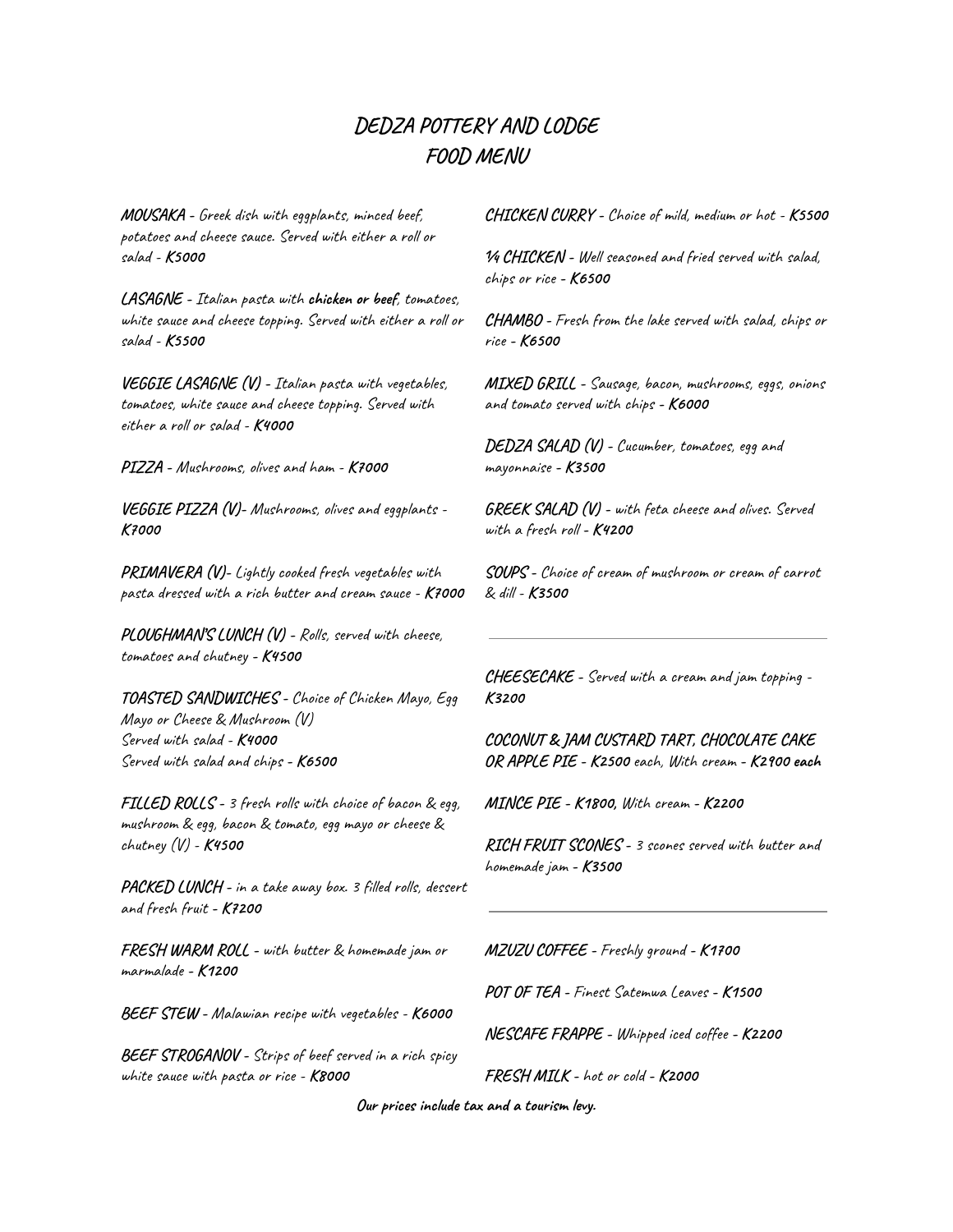# DEDZA POTTERY AND LODGE
# FOOD MENU

**MOUSAKA** - Greek dish with eggplants, minced beef, potatoes and cheese sauce. Served with either a roll or salad - **K5000**

**LASAGNE** - Italian pasta with **chicken or beef**, tomatoes, white sauce and cheese topping. Served with either a roll or salad - **K5500**

**VEGGIE LASAGNE (V)** - Italian pasta with vegetables, tomatoes, white sauce and cheese topping. Served with either a roll or salad - **K4000**

**PIZZA** - Mushrooms, olives and ham - **K7000**

**VEGGIE PIZZA (V)**- Mushrooms, olives and eggplants - **K7000**

**PRIMAVERA (V)**- Lightly cooked fresh vegetables with pasta dressed with a rich butter and cream sauce - **K7000**

**PLOUGHMAN'S LUNCH (V)** - Rolls, served with cheese, tomatoes and chutney - **K4500**

**TOASTED SANDWICHES** - Choice of Chicken Mayo, Egg Mayo or Cheese & Mushroom (V)
Served with salad - **K4000**
Served with salad and chips - **K6500**

**FILLED ROLLS** - 3 fresh rolls with choice of bacon & egg, mushroom & egg, bacon & tomato, egg mayo or cheese & chutney (V) - **K4500**

**PACKED LUNCH** - in a take away box. 3 filled rolls, dessert and fresh fruit - **K7200**

**FRESH WARM ROLL** - with butter & homemade jam or marmalade - **K1200**

**BEEF STEW** - Malawian recipe with vegetables - **K6000**

**BEEF STROGANOV** - Strips of beef served in a rich spicy white sauce with pasta or rice - **K8000**

**CHICKEN CURRY** - Choice of mild, medium or hot - **K5500**

**¼ CHICKEN** - Well seasoned and fried served with salad, chips or rice - **K6500**

**CHAMBO** - Fresh from the lake served with salad, chips or rice - **K6500**

**MIXED GRILL** - Sausage, bacon, mushrooms, eggs, onions and tomato served with chips - **K6000**

**DEDZA SALAD (V)** - Cucumber, tomatoes, egg and mayonnaise - **K3500**

**GREEK SALAD (V)** - with feta cheese and olives. Served with a fresh roll - **K4200**

**SOUPS** - Choice of cream of mushroom or cream of carrot & dill - **K3500**

---

**CHEESECAKE** - Served with a cream and jam topping - **K3200**

**COCONUT & JAM CUSTARD TART, CHOCOLATE CAKE OR APPLE PIE** - **K2500** each, With cream - **K2900 each**

**MINCE PIE** - **K1800**, With cream - **K2200**

**RICH FRUIT SCONES** - 3 scones served with butter and homemade jam - **K3500**

---

**MZUZU COFFEE** - Freshly ground - **K1700**

**POT OF TEA** - Finest Satemwa Leaves - **K1500**

**NESCAFE FRAPPE** - Whipped iced coffee - **K2200**

**FRESH MILK** - hot or cold - **K2000**

**Our prices include tax and a tourism levy.**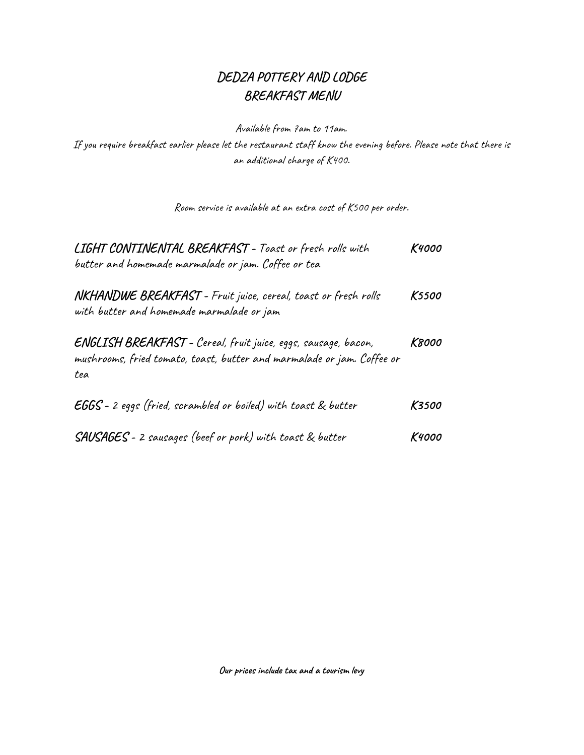# DEDZA POTTERY AND LODGE
# BREAKFAST MENU

Available from 7am to 11am.

If you require breakfast earlier please let the restaurant staff know the evening before. Please note that there is an additional charge of K400.

Room service is available at an extra cost of K500 per order.

**LIGHT CONTINENTAL BREAKFAST** - Toast or fresh rolls with butter and homemade marmalade or jam. Coffee or tea **K4000**

**NKHANDWE BREAKFAST** - Fruit juice, cereal, toast or fresh rolls with butter and homemade marmalade or jam **K5500**

**ENGLISH BREAKFAST** - Cereal, fruit juice, eggs, sausage, bacon, mushrooms, fried tomato, toast, butter and marmalade or jam. Coffee or tea **K8000**

**EGGS** - 2 eggs (fried, scrambled or boiled) with toast & butter **K3500**

**SAUSAGES** - 2 sausages (beef or pork) with toast & butter **K4000**

**Our prices include tax and a tourism levy**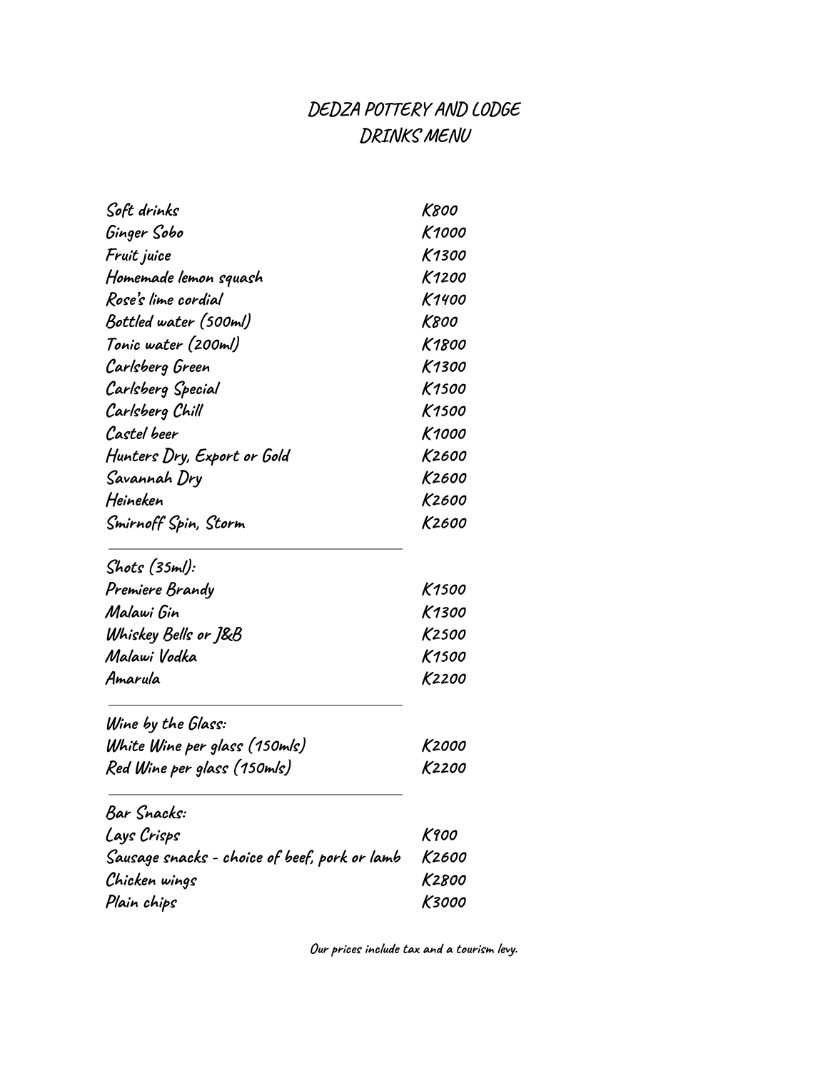# DEDZA POTTERY AND LODGE
# DRINKS MENU

| Item | Price |
| --- | --- |
| Soft drinks | K800 |
| Ginger Sobo | K1000 |
| Fruit juice | K1300 |
| Homemade lemon squash | K1200 |
| Rose's lime cordial | K1400 |
| Bottled water (500ml) | K800 |
| Tonic water (200ml) | K1800 |
| Carlsberg Green | K1300 |
| Carlsberg Special | K1500 |
| Carlsberg Chill | K1500 |
| Castel beer | K1000 |
| Hunters Dry, Export or Gold | K2600 |
| Savannah Dry | K2600 |
| Heineken | K2600 |
| Smirnoff Spin, Storm | K2600 |

**Shots (35ml):**

| Item | Price |
| --- | --- |
| Premiere Brandy | K1500 |
| Malawi Gin | K1300 |
| Whiskey Bells or J&B | K2500 |
| Malawi Vodka | K1500 |
| Amarula | K2200 |

**Wine by the Glass:**

| Item | Price |
| --- | --- |
| White Wine per glass (150mls) | K2000 |
| Red Wine per glass (150mls) | K2200 |

**Bar Snacks:**

| Item | Price |
| --- | --- |
| Lays Crisps | K900 |
| Sausage snacks - choice of beef, pork or lamb | K2600 |
| Chicken wings | K2800 |
| Plain chips | K3000 |

**Our prices include tax and a tourism levy.**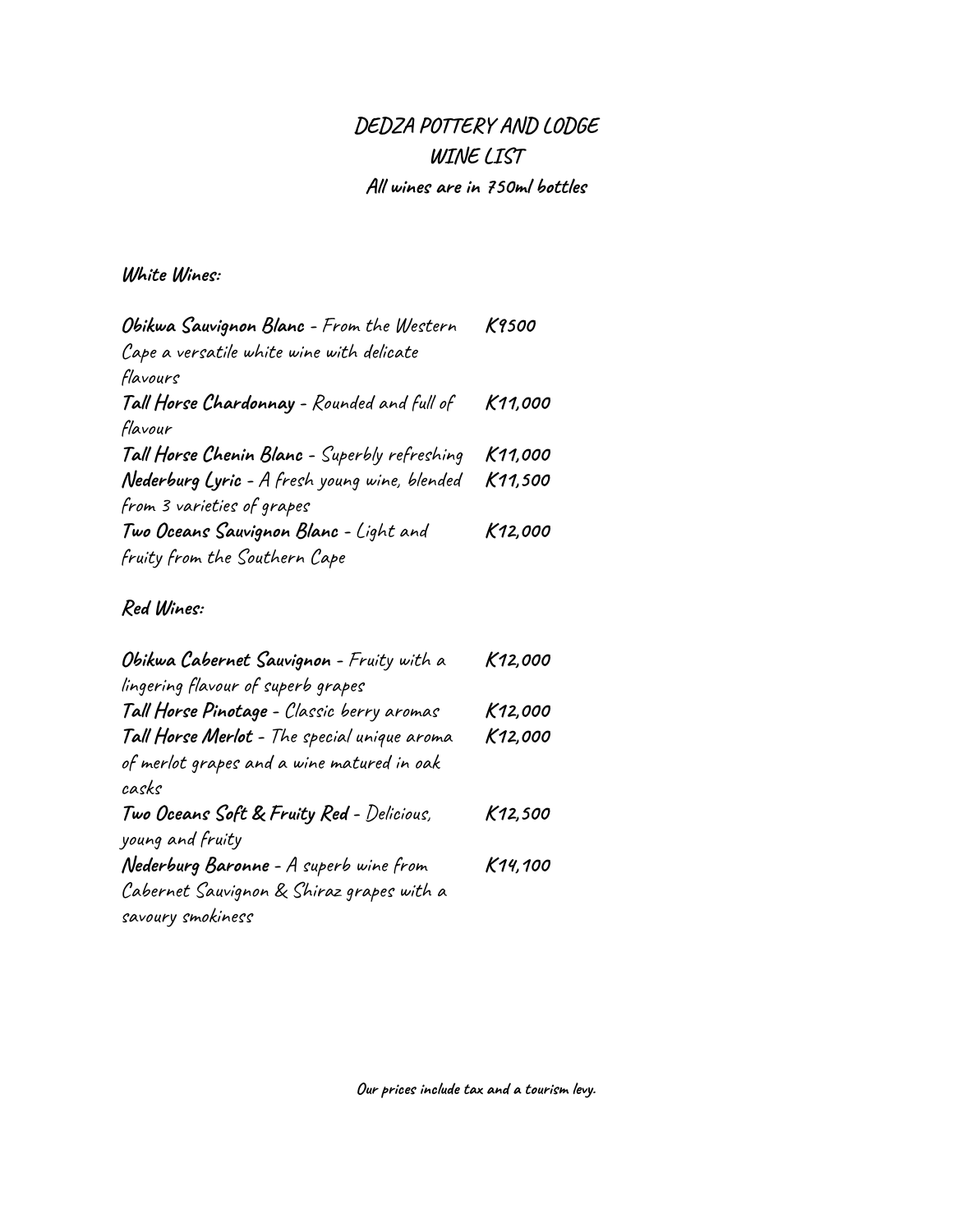# DEDZA POTTERY AND LODGE

# WINE LIST

**All wines are in 750ml bottles**

**White Wines:**

| | |
|---|---|
| ***Obikwa Sauvignon Blanc*** - *From the Western Cape a versatile white wine with delicate flavours* | ***K9500*** |
| ***Tall Horse Chardonnay*** - *Rounded and full of flavour* | ***K11,000*** |
| ***Tall Horse Chenin Blanc*** - *Superbly refreshing* | ***K11,000*** |
| ***Nederburg Lyric*** - *A fresh young wine, blended from 3 varieties of grapes* | ***K11,500*** |
| ***Two Oceans Sauvignon Blanc*** - *Light and fruity from the Southern Cape* | ***K12,000*** |

**Red Wines:**

| | |
|---|---|
| ***Obikwa Cabernet Sauvignon*** - *Fruity with a lingering flavour of superb grapes* | ***K12,000*** |
| ***Tall Horse Pinotage*** - *Classic berry aromas* | ***K12,000*** |
| ***Tall Horse Merlot*** - *The special unique aroma of merlot grapes and a wine matured in oak casks* | ***K12,000*** |
| ***Two Oceans Soft & Fruity Red*** - *Delicious, young and fruity* | ***K12,500*** |
| ***Nederburg Baronne*** - *A superb wine from Cabernet Sauvignon & Shiraz grapes with a savoury smokiness* | ***K14,100*** |

**Our prices include tax and a tourism levy.**